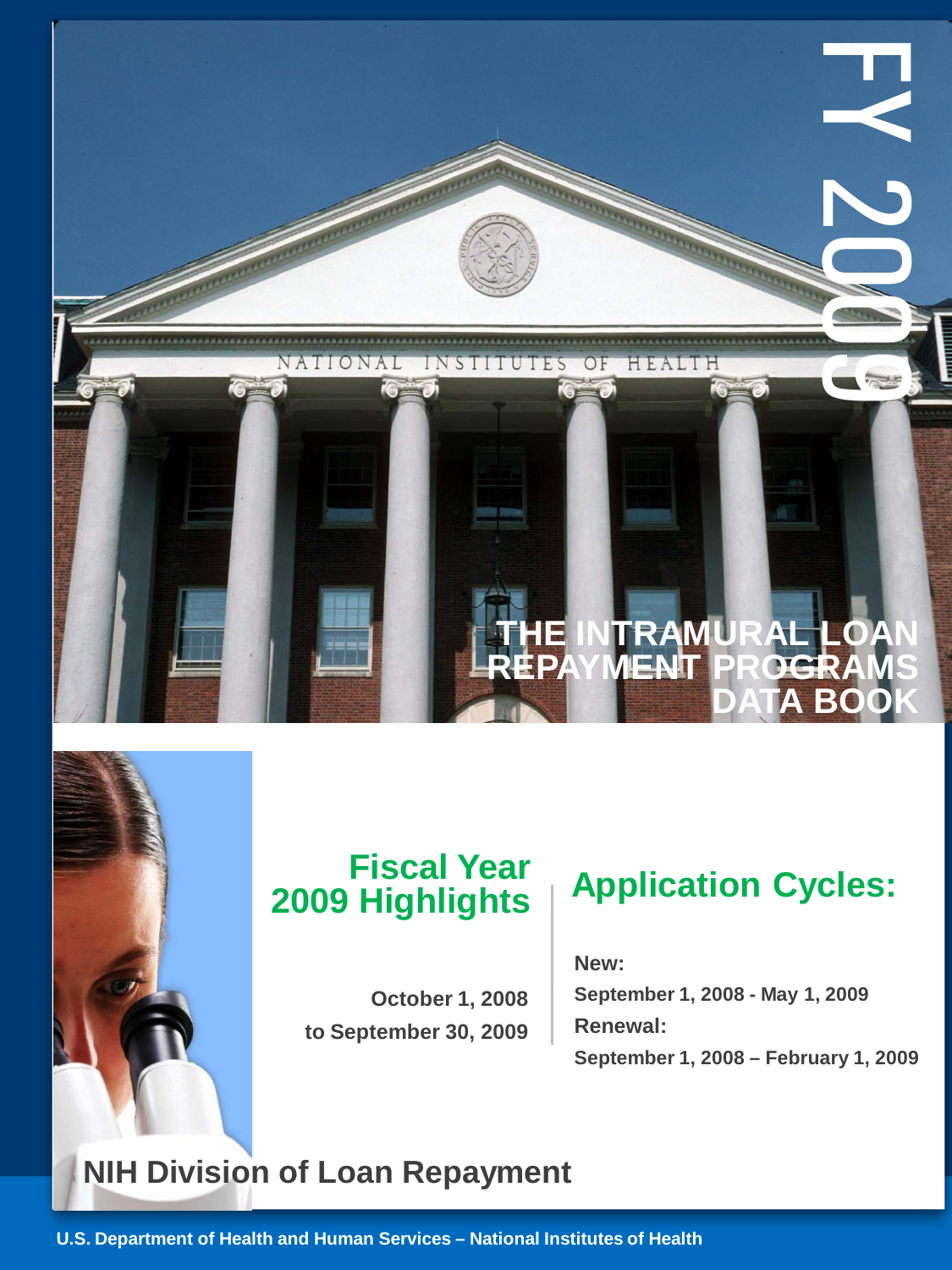# FY 2009

# THE INTRAMURAL LOAN REPAYMENT PROGRAMS DATA BOOK

## Fiscal Year 2009 Highlights

**October 1, 2008 to September 30, 2009**

## Application Cycles:

**New:**

**September 1, 2008 - May 1, 2009**

**Renewal:**

**September 1, 2008 – February 1, 2009**

## NIH Division of Loan Repayment

**U.S. Department of Health and Human Services – National Institutes of Health**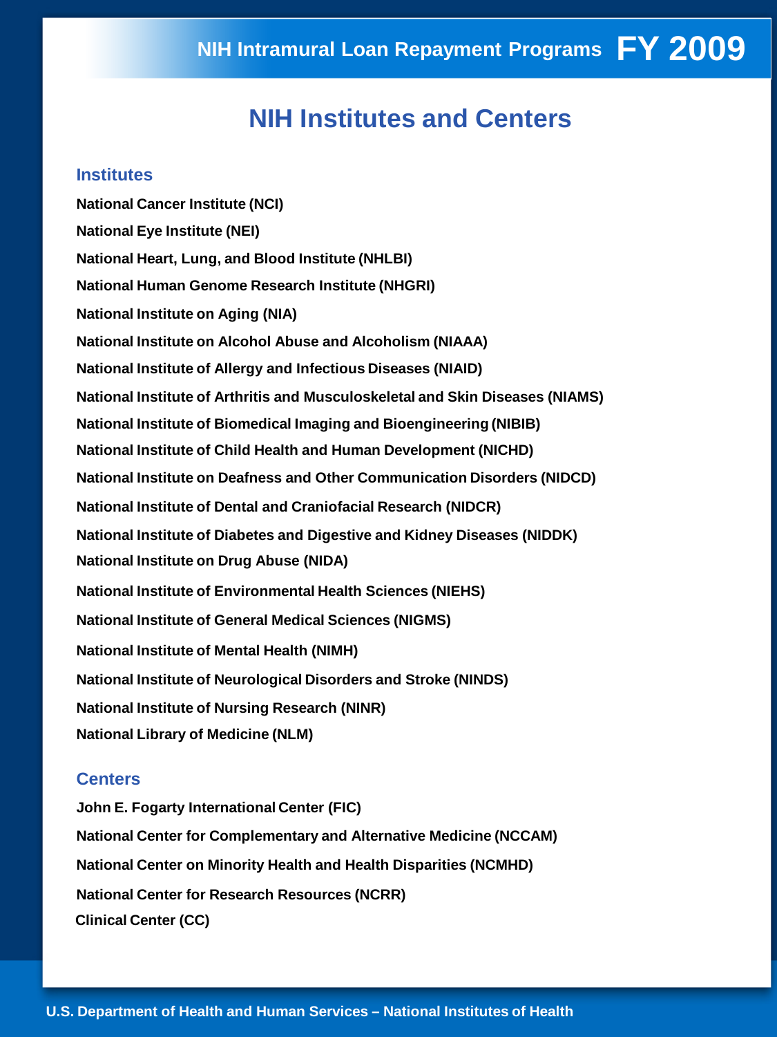# NIH Institutes and Centers

## Institutes

National Cancer Institute (NCI)

National Eye Institute (NEI)

National Heart, Lung, and Blood Institute (NHLBI)

National Human Genome Research Institute (NHGRI)

National Institute on Aging (NIA)

National Institute on Alcohol Abuse and Alcoholism (NIAAA)

National Institute of Allergy and Infectious Diseases (NIAID)

National Institute of Arthritis and Musculoskeletal and Skin Diseases (NIAMS)

National Institute of Biomedical Imaging and Bioengineering (NIBIB)

National Institute of Child Health and Human Development (NICHD)

National Institute on Deafness and Other Communication Disorders (NIDCD)

National Institute of Dental and Craniofacial Research (NIDCR)

National Institute of Diabetes and Digestive and Kidney Diseases (NIDDK)

National Institute on Drug Abuse (NIDA)

National Institute of Environmental Health Sciences (NIEHS)

National Institute of General Medical Sciences (NIGMS)

National Institute of Mental Health (NIMH)

National Institute of Neurological Disorders and Stroke (NINDS)

National Institute of Nursing Research (NINR)

National Library of Medicine (NLM)

## Centers

John E. Fogarty International Center (FIC)

National Center for Complementary and Alternative Medicine (NCCAM)

National Center on Minority Health and Health Disparities (NCMHD)

National Center for Research Resources (NCRR)

Clinical Center (CC)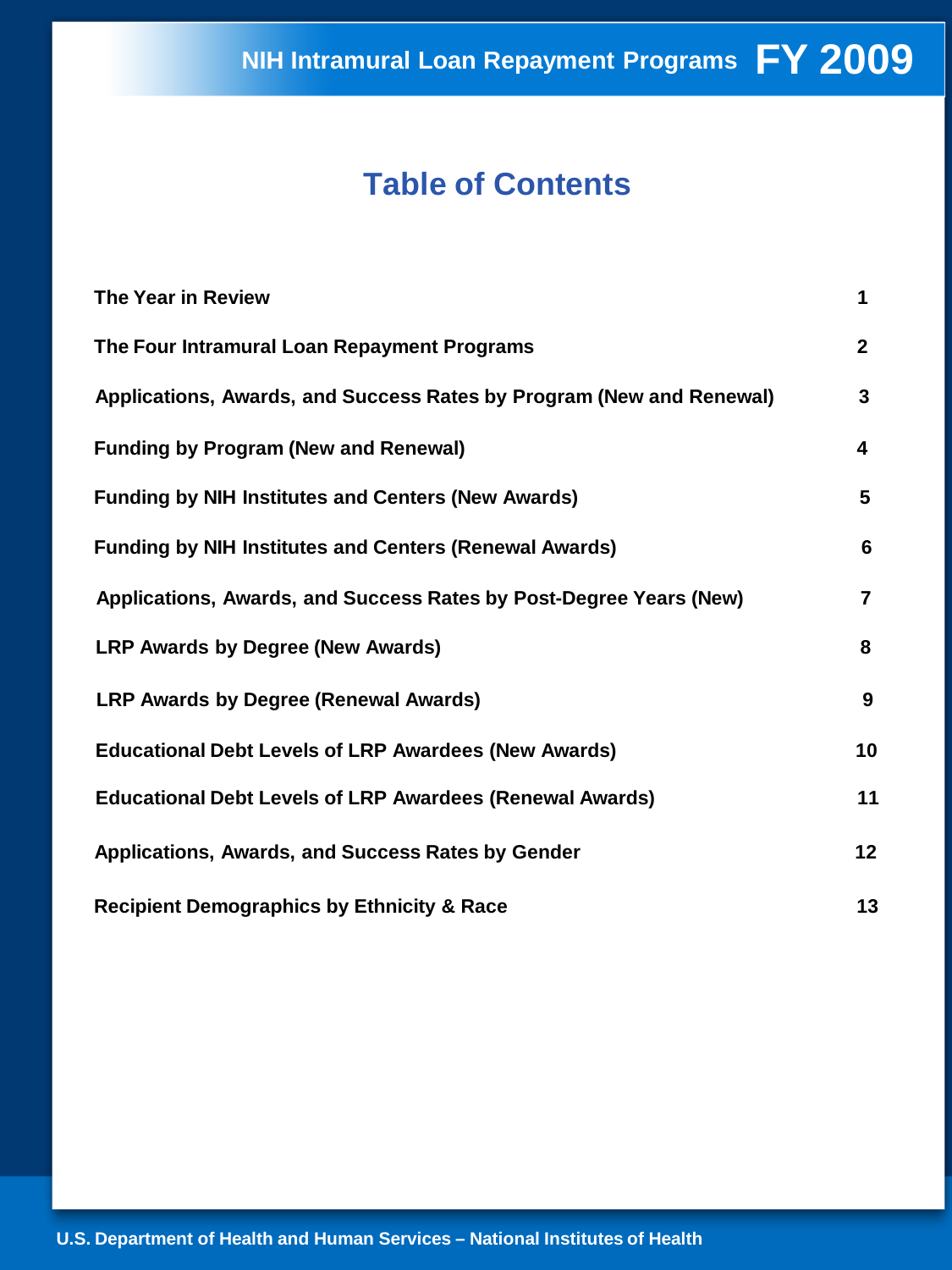# Table of Contents

| | |
|---|---|
| **The Year in Review** | **1** |
| **The Four Intramural Loan Repayment Programs** | **2** |
| **Applications, Awards, and Success Rates by Program (New and Renewal)** | **3** |
| **Funding by Program (New and Renewal)** | **4** |
| **Funding by NIH Institutes and Centers (New Awards)** | **5** |
| **Funding by NIH Institutes and Centers (Renewal Awards)** | **6** |
| **Applications, Awards, and Success Rates by Post-Degree Years (New)** | **7** |
| **LRP Awards by Degree (New Awards)** | **8** |
| **LRP Awards by Degree (Renewal Awards)** | **9** |
| **Educational Debt Levels of LRP Awardees (New Awards)** | **10** |
| **Educational Debt Levels of LRP Awardees (Renewal Awards)** | **11** |
| **Applications, Awards, and Success Rates by Gender** | **12** |
| **Recipient Demographics by Ethnicity & Race** | **13** |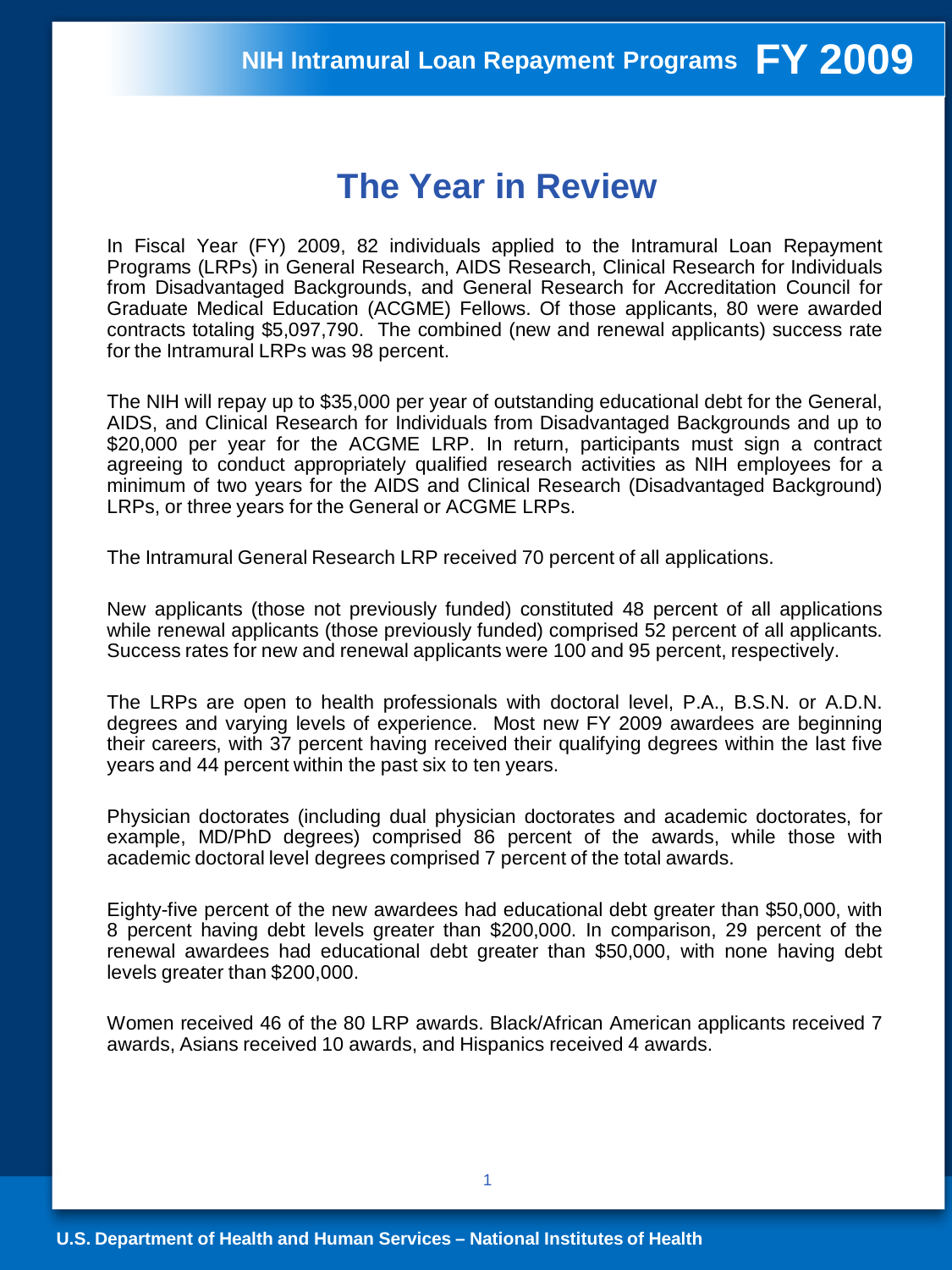# The Year in Review

In Fiscal Year (FY) 2009, 82 individuals applied to the Intramural Loan Repayment Programs (LRPs) in General Research, AIDS Research, Clinical Research for Individuals from Disadvantaged Backgrounds, and General Research for Accreditation Council for Graduate Medical Education (ACGME) Fellows. Of those applicants, 80 were awarded contracts totaling $5,097,790. The combined (new and renewal applicants) success rate for the Intramural LRPs was 98 percent.

The NIH will repay up to $35,000 per year of outstanding educational debt for the General, AIDS, and Clinical Research for Individuals from Disadvantaged Backgrounds and up to $20,000 per year for the ACGME LRP. In return, participants must sign a contract agreeing to conduct appropriately qualified research activities as NIH employees for a minimum of two years for the AIDS and Clinical Research (Disadvantaged Background) LRPs, or three years for the General or ACGME LRPs.

The Intramural General Research LRP received 70 percent of all applications.

New applicants (those not previously funded) constituted 48 percent of all applications while renewal applicants (those previously funded) comprised 52 percent of all applicants. Success rates for new and renewal applicants were 100 and 95 percent, respectively.

The LRPs are open to health professionals with doctoral level, P.A., B.S.N. or A.D.N. degrees and varying levels of experience. Most new FY 2009 awardees are beginning their careers, with 37 percent having received their qualifying degrees within the last five years and 44 percent within the past six to ten years.

Physician doctorates (including dual physician doctorates and academic doctorates, for example, MD/PhD degrees) comprised 86 percent of the awards, while those with academic doctoral level degrees comprised 7 percent of the total awards.

Eighty-five percent of the new awardees had educational debt greater than $50,000, with 8 percent having debt levels greater than $200,000. In comparison, 29 percent of the renewal awardees had educational debt greater than $50,000, with none having debt levels greater than $200,000.

Women received 46 of the 80 LRP awards. Black/African American applicants received 7 awards, Asians received 10 awards, and Hispanics received 4 awards.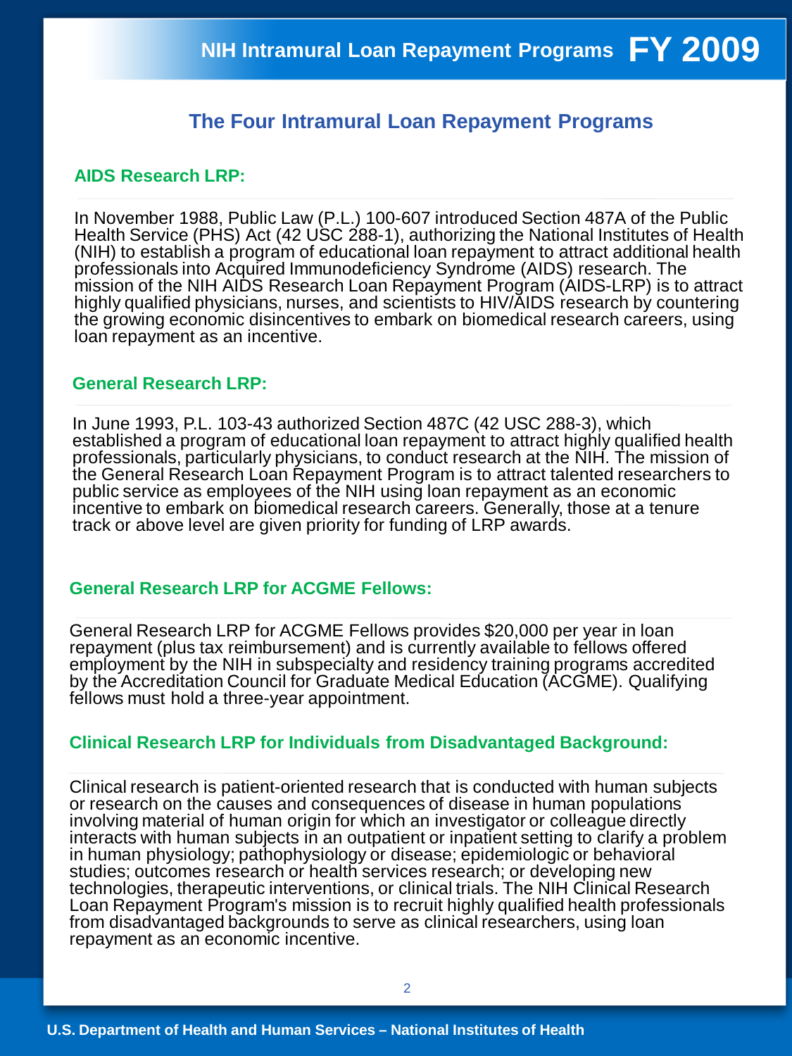## The Four Intramural Loan Repayment Programs

### AIDS Research LRP:

In November 1988, Public Law (P.L.) 100-607 introduced Section 487A of the Public Health Service (PHS) Act (42 USC 288-1), authorizing the National Institutes of Health (NIH) to establish a program of educational loan repayment to attract additional health professionals into Acquired Immunodeficiency Syndrome (AIDS) research. The mission of the NIH AIDS Research Loan Repayment Program (AIDS-LRP) is to attract highly qualified physicians, nurses, and scientists to HIV/AIDS research by countering the growing economic disincentives to embark on biomedical research careers, using loan repayment as an incentive.

### General Research LRP:

In June 1993, P.L. 103-43 authorized Section 487C (42 USC 288-3), which established a program of educational loan repayment to attract highly qualified health professionals, particularly physicians, to conduct research at the NIH. The mission of the General Research Loan Repayment Program is to attract talented researchers to public service as employees of the NIH using loan repayment as an economic incentive to embark on biomedical research careers. Generally, those at a tenure track or above level are given priority for funding of LRP awards.

### General Research LRP for ACGME Fellows:

General Research LRP for ACGME Fellows provides $20,000 per year in loan repayment (plus tax reimbursement) and is currently available to fellows offered employment by the NIH in subspecialty and residency training programs accredited by the Accreditation Council for Graduate Medical Education (ACGME). Qualifying fellows must hold a three-year appointment.

### Clinical Research LRP for Individuals from Disadvantaged Background:

Clinical research is patient-oriented research that is conducted with human subjects or research on the causes and consequences of disease in human populations involving material of human origin for which an investigator or colleague directly interacts with human subjects in an outpatient or inpatient setting to clarify a problem in human physiology; pathophysiology or disease; epidemiologic or behavioral studies; outcomes research or health services research; or developing new technologies, therapeutic interventions, or clinical trials. The NIH Clinical Research Loan Repayment Program's mission is to recruit highly qualified health professionals from disadvantaged backgrounds to serve as clinical researchers, using loan repayment as an economic incentive.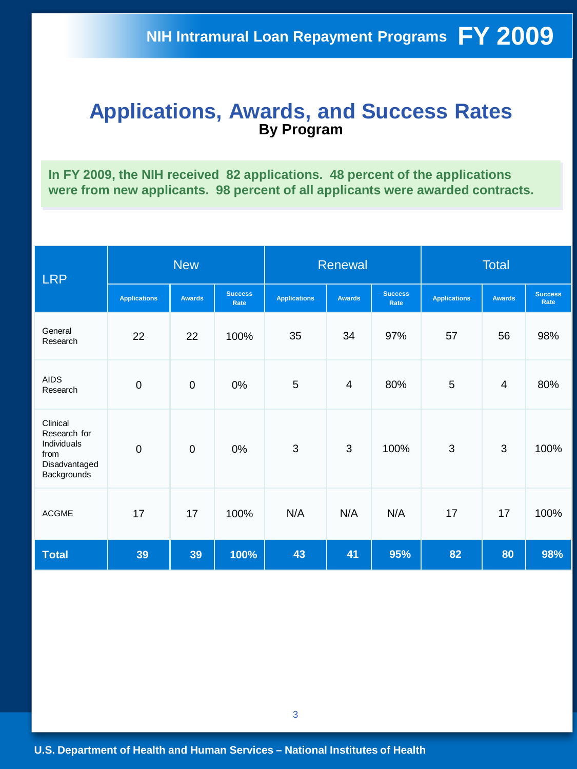# Applications, Awards, and Success Rates

**By Program**

**In FY 2009, the NIH received 82 applications. 48 percent of the applications were from new applicants. 98 percent of all applicants were awarded contracts.**

| LRP | New | | | Renewal | | | Total | | |
|---|---|---|---|---|---|---|---|---|---|
| | Applications | Awards | Success Rate | Applications | Awards | Success Rate | Applications | Awards | Success Rate |
| General Research | 22 | 22 | 100% | 35 | 34 | 97% | 57 | 56 | 98% |
| AIDS Research | 0 | 0 | 0% | 5 | 4 | 80% | 5 | 4 | 80% |
| Clinical Research for Individuals from Disadvantaged Backgrounds | 0 | 0 | 0% | 3 | 3 | 100% | 3 | 3 | 100% |
| ACGME | 17 | 17 | 100% | N/A | N/A | N/A | 17 | 17 | 100% |
| **Total** | **39** | **39** | **100%** | **43** | **41** | **95%** | **82** | **80** | **98%** |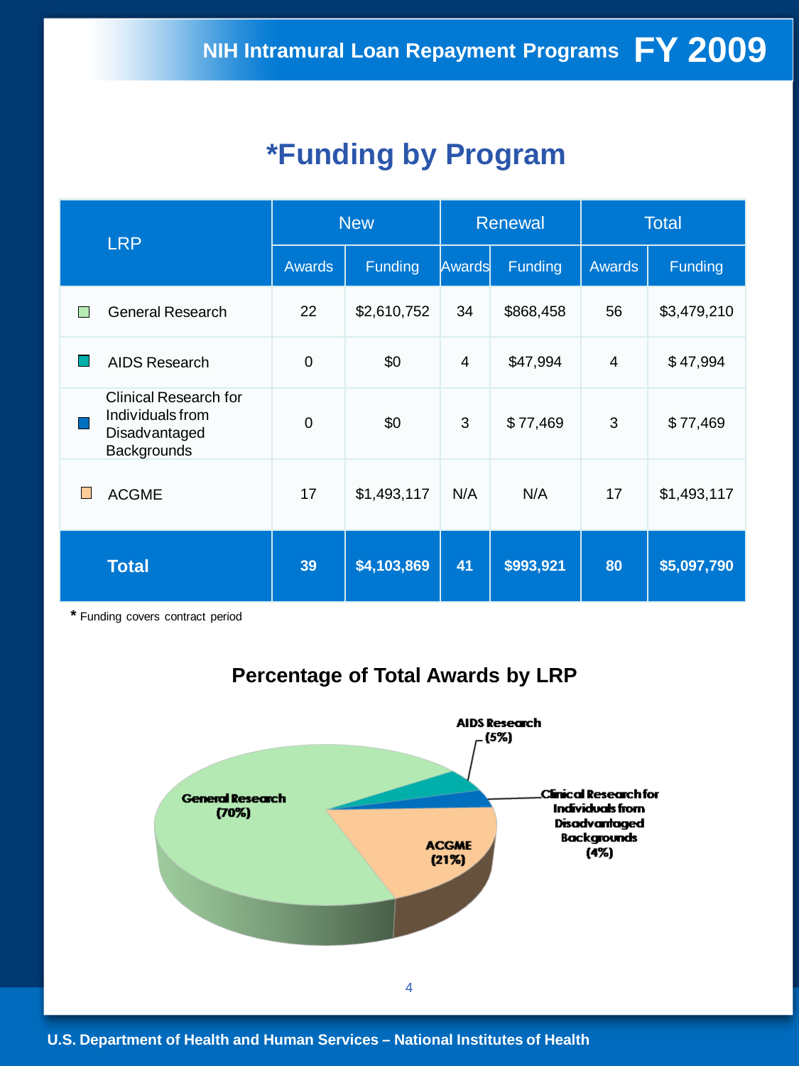# *Funding by Program

| LRP | New | | Renewal | | Total | |
|---|---|---|---|---|---|---|
| | Awards | Funding | Awards | Funding | Awards | Funding |
| General Research | 22 | $2,610,752 | 34 | $868,458 | 56 | $3,479,210 |
| AIDS Research | 0 | $0 | 4 | $47,994 | 4 | $ 47,994 |
| Clinical Research for Individuals from Disadvantaged Backgrounds | 0 | $0 | 3 | $ 77,469 | 3 | $ 77,469 |
| ACGME | 17 | $1,493,117 | N/A | N/A | 17 | $1,493,117 |
| **Total** | **39** | **$4,103,869** | **41** | **$993,921** | **80** | **$5,097,790** |

* Funding covers contract period

## Percentage of Total Awards by LRP

- General Research (70%)
- ACGME (21%)
- AIDS Research (5%)
- Clinical Research for Individuals from Disadvantaged Backgrounds (4%)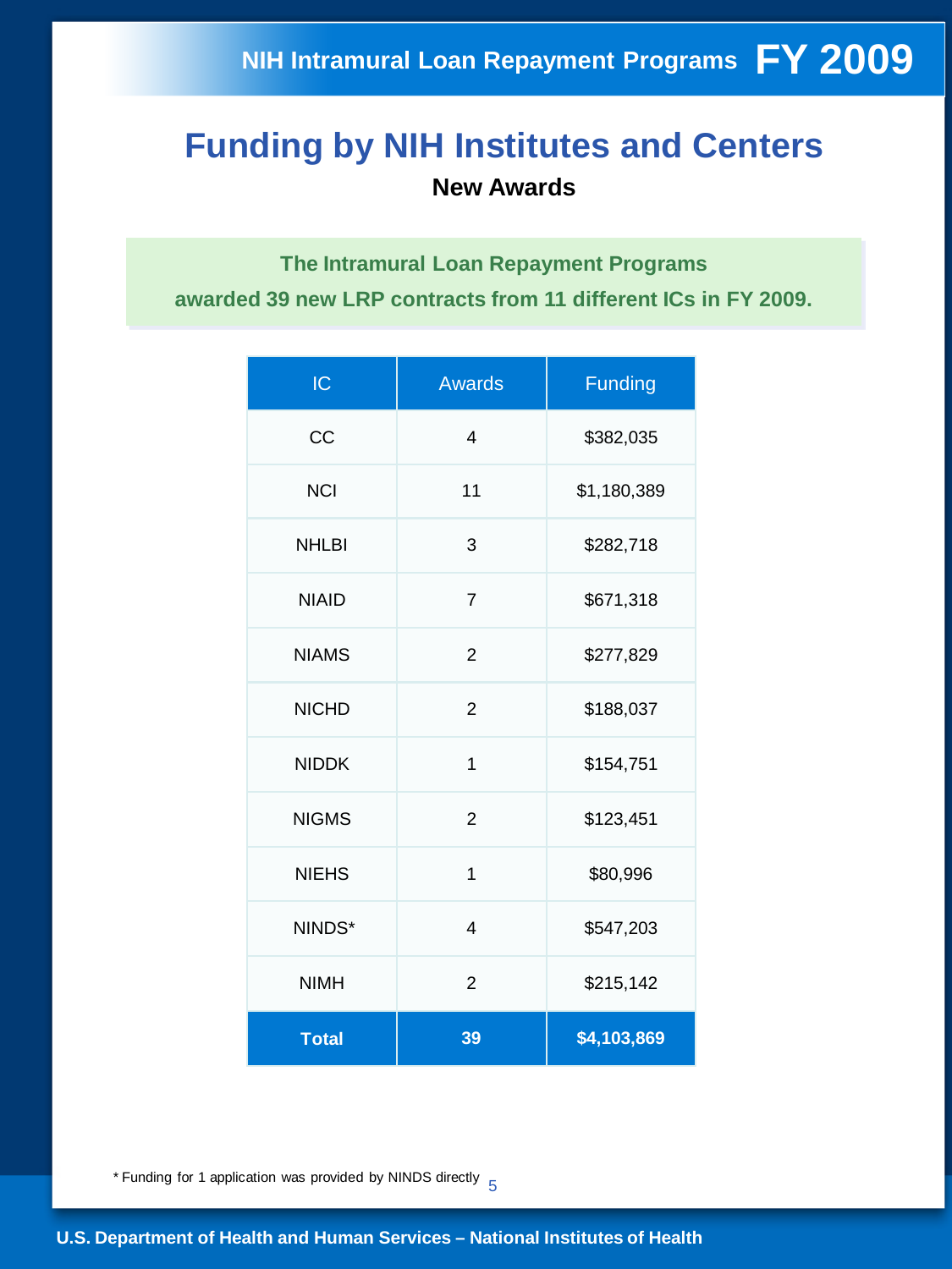# Funding by NIH Institutes and Centers

**New Awards**

**The Intramural Loan Repayment Programs awarded 39 new LRP contracts from 11 different ICs in FY 2009.**

| IC | Awards | Funding |
|---|---|---|
| CC | 4 | $382,035 |
| NCI | 11 | $1,180,389 |
| NHLBI | 3 | $282,718 |
| NIAID | 7 | $671,318 |
| NIAMS | 2 | $277,829 |
| NICHD | 2 | $188,037 |
| NIDDK | 1 | $154,751 |
| NIGMS | 2 | $123,451 |
| NIEHS | 1 | $80,996 |
| NINDS* | 4 | $547,203 |
| NIMH | 2 | $215,142 |
| **Total** | **39** | **$4,103,869** |

* Funding for 1 application was provided by NINDS directly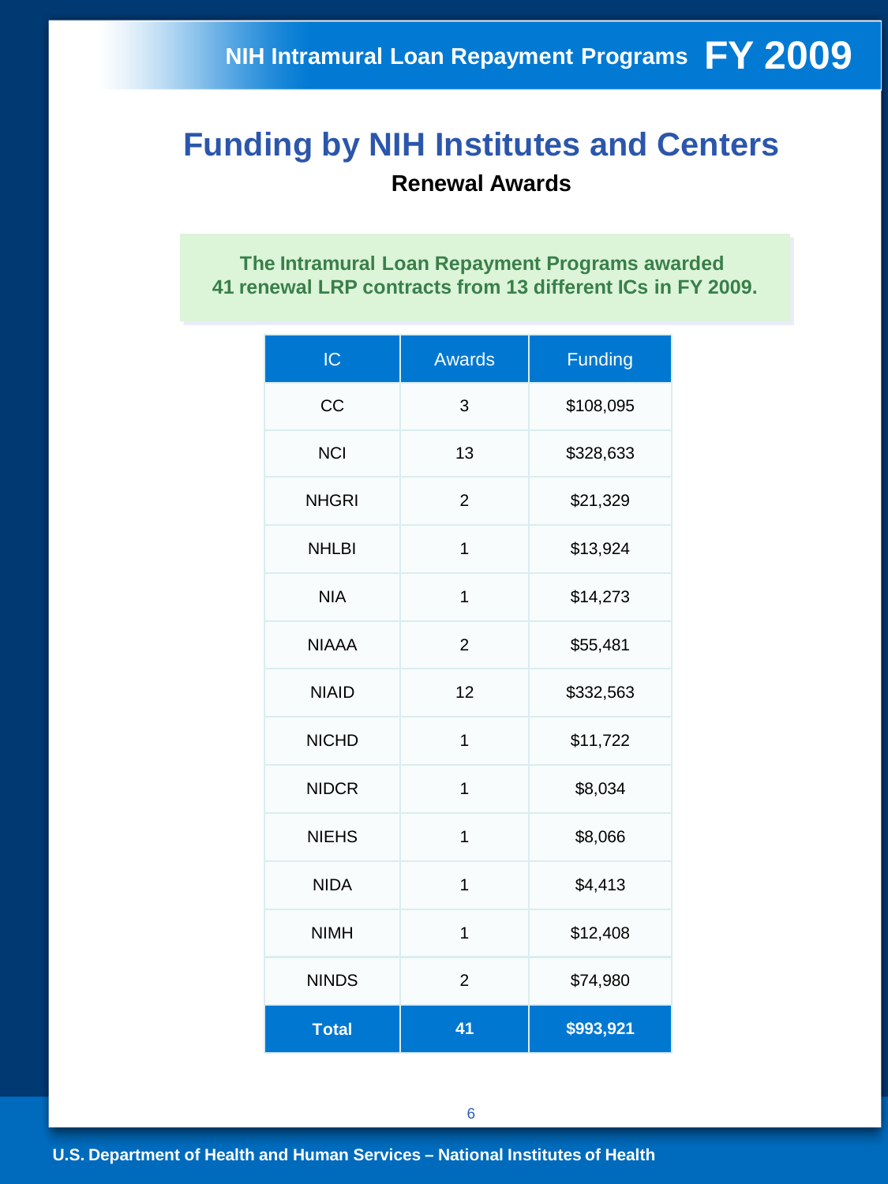# Funding by NIH Institutes and Centers

## Renewal Awards

**The Intramural Loan Repayment Programs awarded 41 renewal LRP contracts from 13 different ICs in FY 2009.**

| IC | Awards | Funding |
|---|---|---|
| CC | 3 | $108,095 |
| NCI | 13 | $328,633 |
| NHGRI | 2 | $21,329 |
| NHLBI | 1 | $13,924 |
| NIA | 1 | $14,273 |
| NIAAA | 2 | $55,481 |
| NIAID | 12 | $332,563 |
| NICHD | 1 | $11,722 |
| NIDCR | 1 | $8,034 |
| NIEHS | 1 | $8,066 |
| NIDA | 1 | $4,413 |
| NIMH | 1 | $12,408 |
| NINDS | 2 | $74,980 |
| **Total** | **41** | **$993,921** |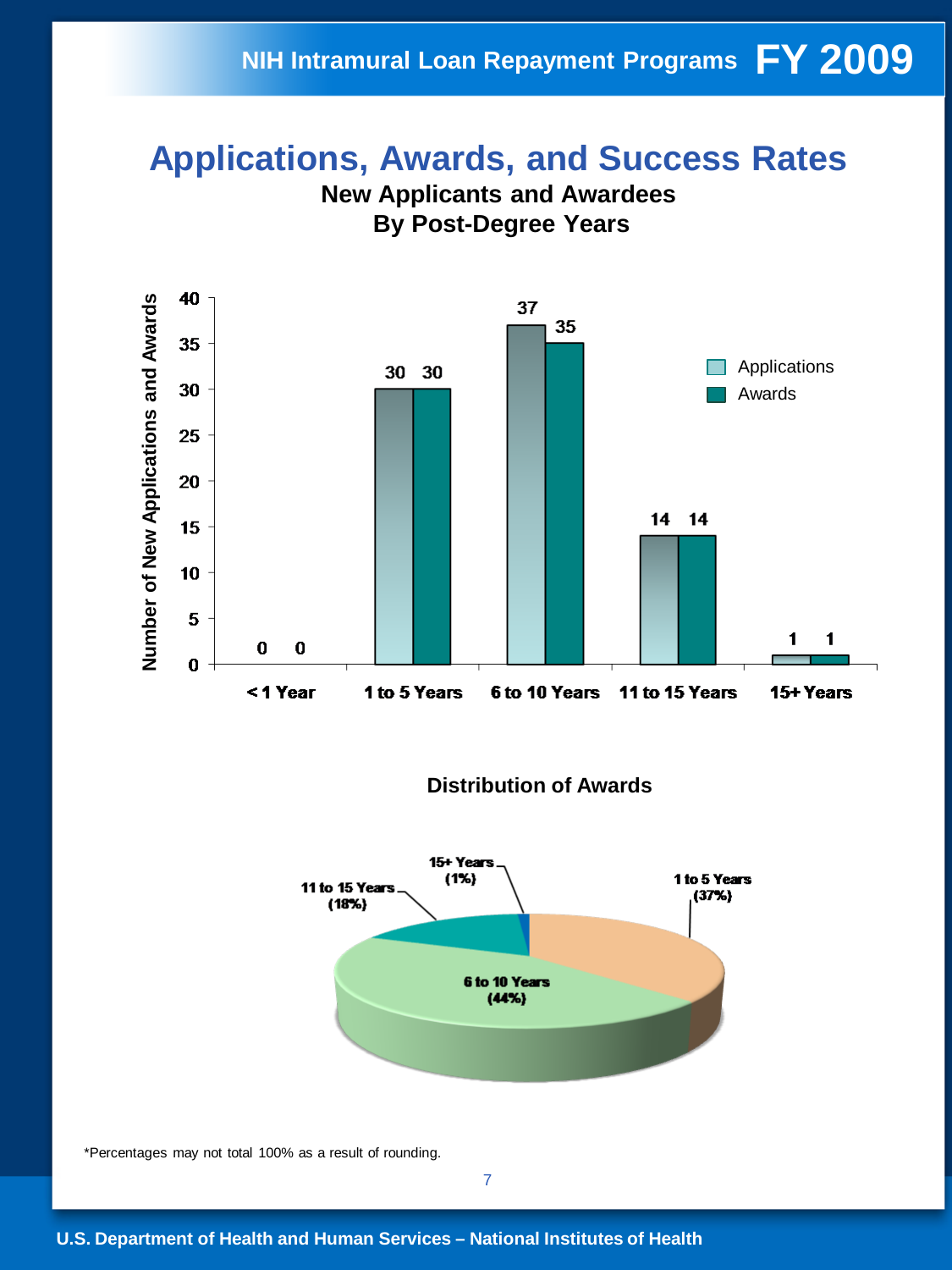# Applications, Awards, and Success Rates

## New Applicants and Awardees By Post-Degree Years

| Post-Degree Years | Applications | Awards |
|---|---|---|
| < 1 Year | 0 | 0 |
| 1 to 5 Years | 30 | 30 |
| 6 to 10 Years | 37 | 35 |
| 11 to 15 Years | 14 | 14 |
| 15+ Years | 1 | 1 |

## Distribution of Awards

| Post-Degree Years | Percentage |
|---|---|
| 1 to 5 Years | 37% |
| 6 to 10 Years | 44% |
| 11 to 15 Years | 18% |
| 15+ Years | 1% |

*Percentages may not total 100% as a result of rounding.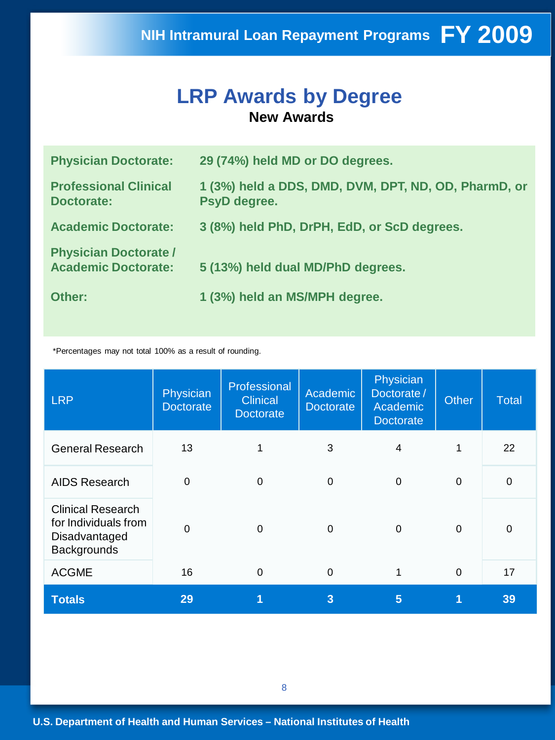# LRP Awards by Degree

**New Awards**

**Physician Doctorate:** 29 (74%) held MD or DO degrees.

**Professional Clinical Doctorate:** 1 (3%) held a DDS, DMD, DVM, DPT, ND, OD, PharmD, or PsyD degree.

**Academic Doctorate:** 3 (8%) held PhD, DrPH, EdD, or ScD degrees.

**Physician Doctorate / Academic Doctorate:** 5 (13%) held dual MD/PhD degrees.

**Other:** 1 (3%) held an MS/MPH degree.

*Percentages may not total 100% as a result of rounding.

| LRP | Physician Doctorate | Professional Clinical Doctorate | Academic Doctorate | Physician Doctorate / Academic Doctorate | Other | Total |
|---|---|---|---|---|---|---|
| General Research | 13 | 1 | 3 | 4 | 1 | 22 |
| AIDS Research | 0 | 0 | 0 | 0 | 0 | 0 |
| Clinical Research for Individuals from Disadvantaged Backgrounds | 0 | 0 | 0 | 0 | 0 | 0 |
| ACGME | 16 | 0 | 0 | 1 | 0 | 17 |
| **Totals** | **29** | **1** | **3** | **5** | **1** | **39** |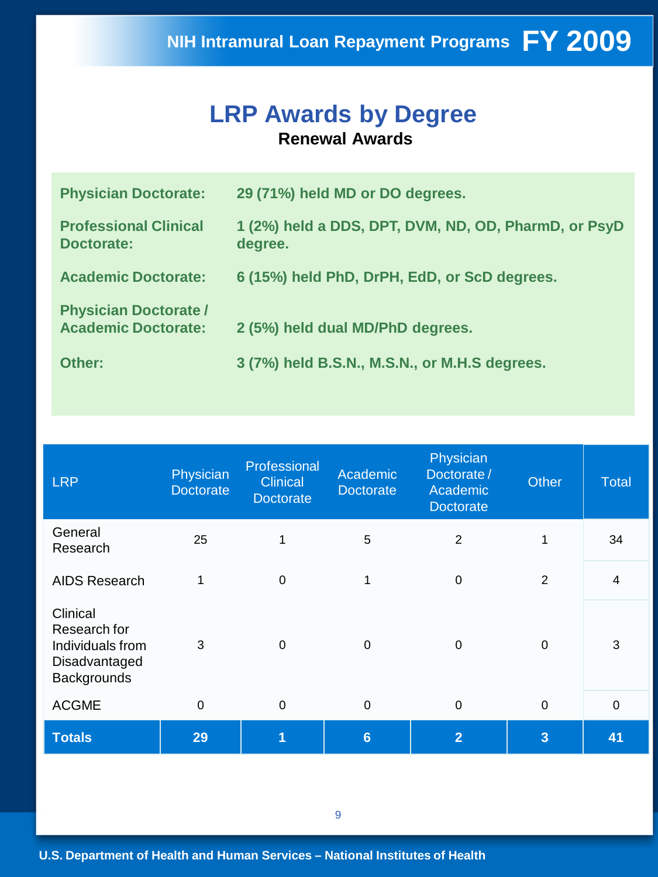# LRP Awards by Degree

**Renewal Awards**

| | |
|---|---|
| **Physician Doctorate:** | **29 (71%) held MD or DO degrees.** |
| **Professional Clinical Doctorate:** | **1 (2%) held a DDS, DPT, DVM, ND, OD, PharmD, or PsyD degree.** |
| **Academic Doctorate:** | **6 (15%) held PhD, DrPH, EdD, or ScD degrees.** |
| **Physician Doctorate / Academic Doctorate:** | **2 (5%) held dual MD/PhD degrees.** |
| **Other:** | **3 (7%) held B.S.N., M.S.N., or M.H.S degrees.** |

| LRP | Physician Doctorate | Professional Clinical Doctorate | Academic Doctorate | Physician Doctorate / Academic Doctorate | Other | Total |
|---|---|---|---|---|---|---|
| General Research | 25 | 1 | 5 | 2 | 1 | 34 |
| AIDS Research | 1 | 0 | 1 | 0 | 2 | 4 |
| Clinical Research for Individuals from Disadvantaged Backgrounds | 3 | 0 | 0 | 0 | 0 | 3 |
| ACGME | 0 | 0 | 0 | 0 | 0 | 0 |
| **Totals** | **29** | **1** | **6** | **2** | **3** | **41** |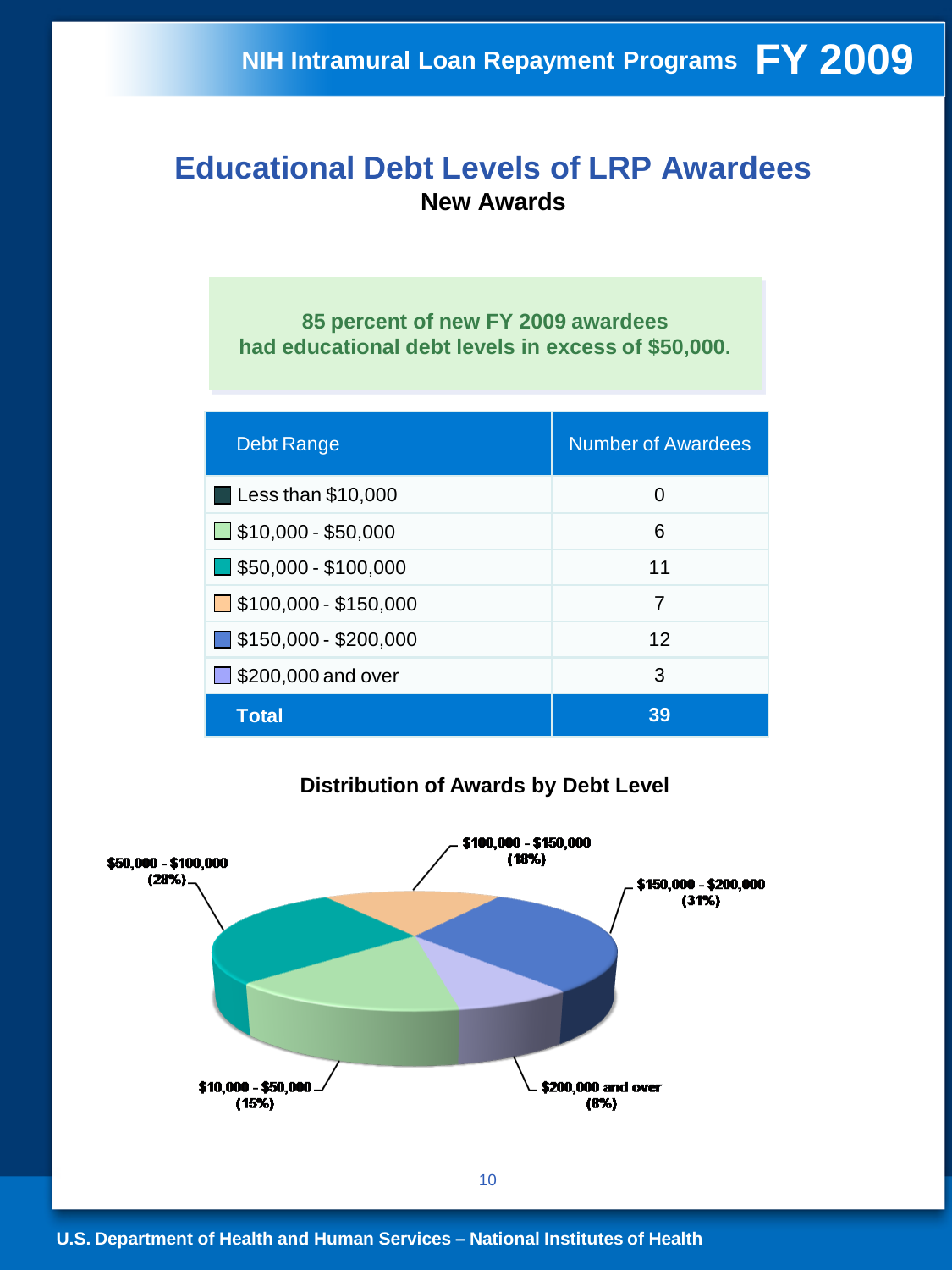# Educational Debt Levels of LRP Awardees

## New Awards

**85 percent of new FY 2009 awardees had educational debt levels in excess of $50,000.**

| Debt Range | Number of Awardees |
|---|---|
| Less than $10,000 | 0 |
| $10,000 - $50,000 | 6 |
| $50,000 - $100,000 | 11 |
| $100,000 - $150,000 | 7 |
| $150,000 - $200,000 | 12 |
| $200,000 and over | 3 |
| **Total** | **39** |

### Distribution of Awards by Debt Level

- $50,000 - $100,000 (28%)
- $100,000 - $150,000 (18%)
- $150,000 - $200,000 (31%)
- $10,000 - $50,000 (15%)
- $200,000 and over (8%)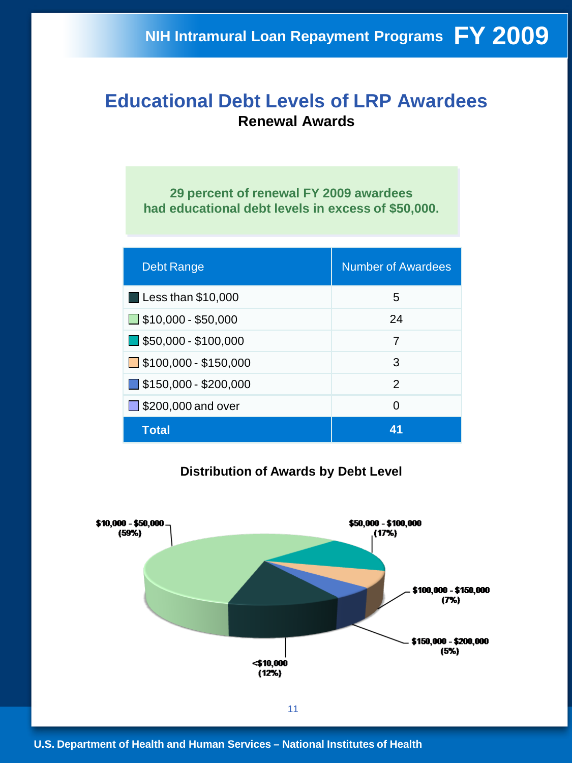# Educational Debt Levels of LRP Awardees

## Renewal Awards

**29 percent of renewal FY 2009 awardees had educational debt levels in excess of $50,000.**

| Debt Range | Number of Awardees |
|---|---|
| Less than $10,000 | 5 |
| $10,000 - $50,000 | 24 |
| $50,000 - $100,000 | 7 |
| $100,000 - $150,000 | 3 |
| $150,000 - $200,000 | 2 |
| $200,000 and over | 0 |
| **Total** | **41** |

### Distribution of Awards by Debt Level

$10,000 - $50,000 (59%)

$50,000 - $100,000 (17%)

$100,000 - $150,000 (7%)

$150,000 - $200,000 (5%)

<$10,000 (12%)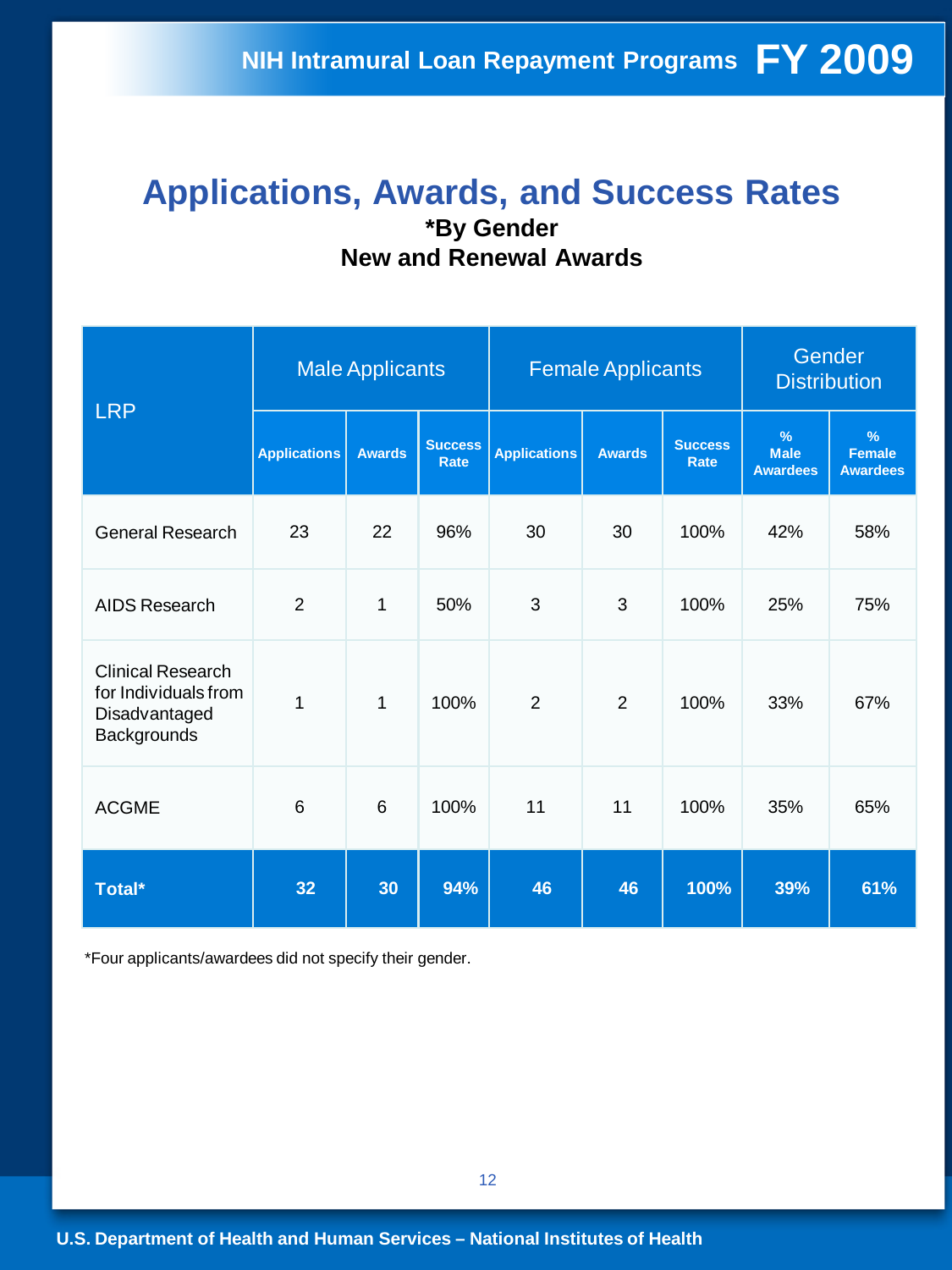# Applications, Awards, and Success Rates

**\*By Gender**

**New and Renewal Awards**

| LRP | Male Applicants | | | Female Applicants | | | Gender Distribution | |
|---|---|---|---|---|---|---|---|---|
| | Applications | Awards | Success Rate | Applications | Awards | Success Rate | % Male Awardees | % Female Awardees |
| General Research | 23 | 22 | 96% | 30 | 30 | 100% | 42% | 58% |
| AIDS Research | 2 | 1 | 50% | 3 | 3 | 100% | 25% | 75% |
| Clinical Research for Individuals from Disadvantaged Backgrounds | 1 | 1 | 100% | 2 | 2 | 100% | 33% | 67% |
| ACGME | 6 | 6 | 100% | 11 | 11 | 100% | 35% | 65% |
| **Total\*** | **32** | **30** | **94%** | **46** | **46** | **100%** | **39%** | **61%** |

*Four applicants/awardees did not specify their gender.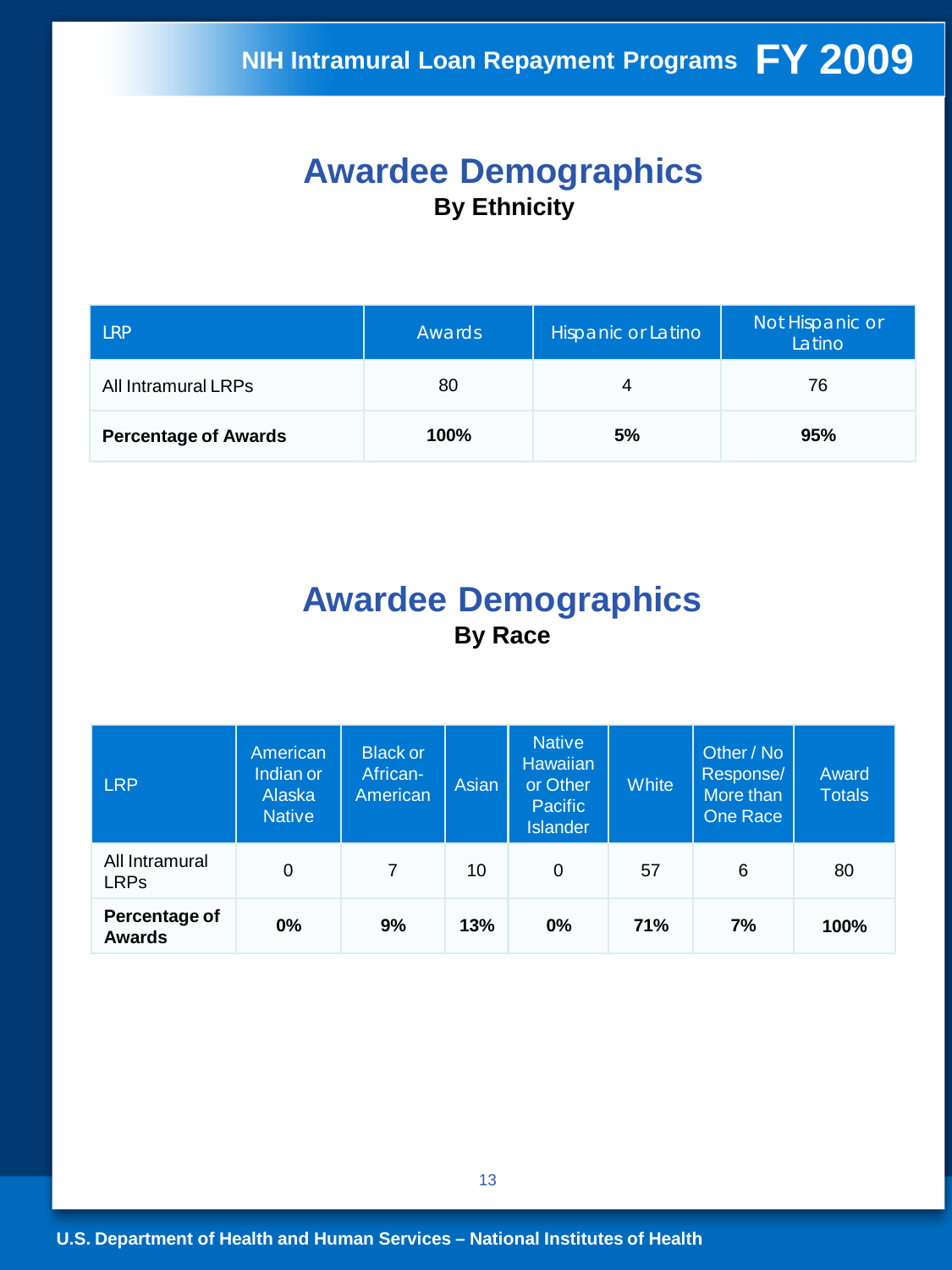# Awardee Demographics

**By Ethnicity**

| LRP | Awards | Hispanic or Latino | Not Hispanic or Latino |
|---|---|---|---|
| All Intramural LRPs | 80 | 4 | 76 |
| **Percentage of Awards** | **100%** | **5%** | **95%** |

# Awardee Demographics

**By Race**

| LRP | American Indian or Alaska Native | Black or African-American | Asian | Native Hawaiian or Other Pacific Islander | White | Other / No Response/ More than One Race | Award Totals |
|---|---|---|---|---|---|---|---|
| All Intramural LRPs | 0 | 7 | 10 | 0 | 57 | 6 | 80 |
| **Percentage of Awards** | **0%** | **9%** | **13%** | **0%** | **71%** | **7%** | **100%** |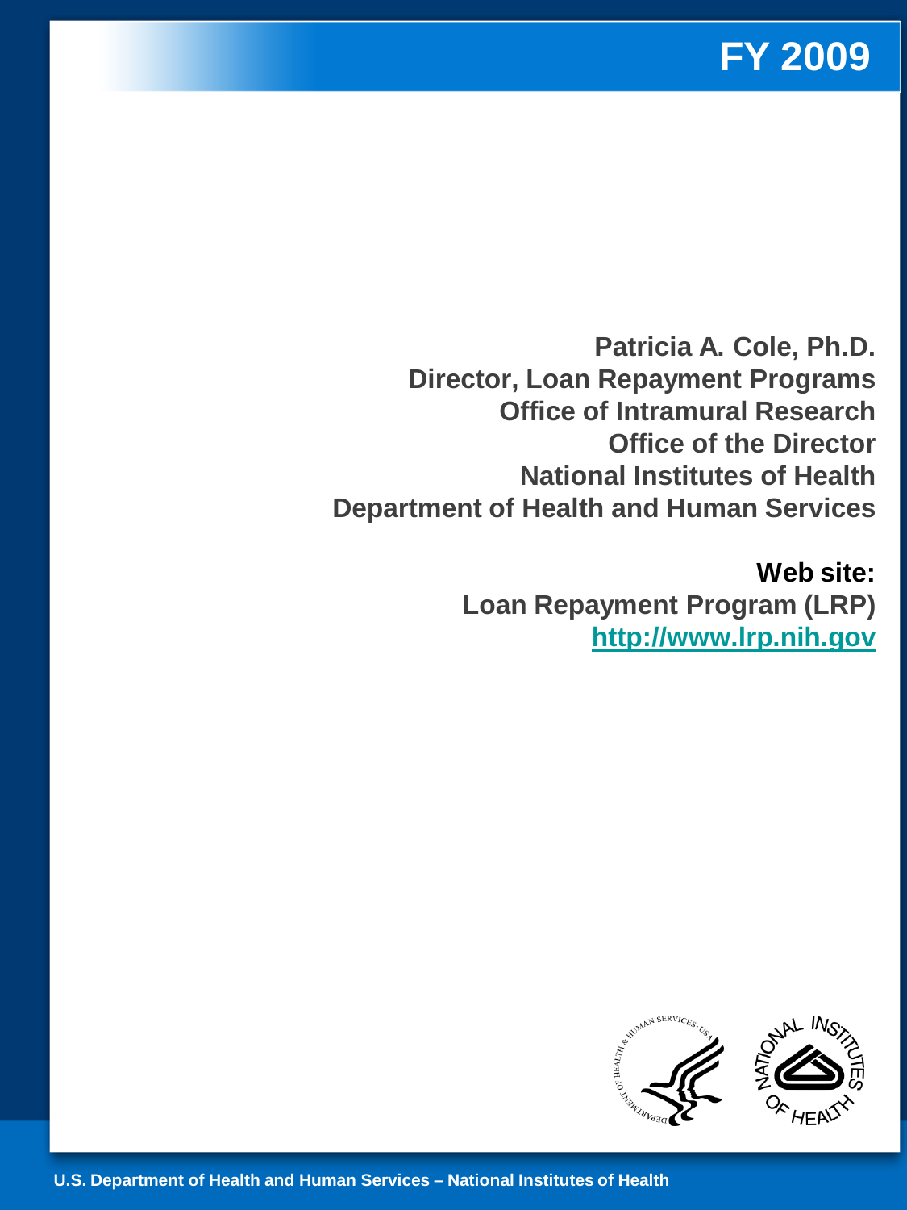# FY 2009

**Patricia A. Cole, Ph.D.**
**Director, Loan Repayment Programs**
**Office of Intramural Research**
**Office of the Director**
**National Institutes of Health**
**Department of Health and Human Services**

**Web site:**
**Loan Repayment Program (LRP)**
**[http://www.lrp.nih.gov](http://www.lrp.nih.gov)**

U.S. Department of Health and Human Services – National Institutes of Health